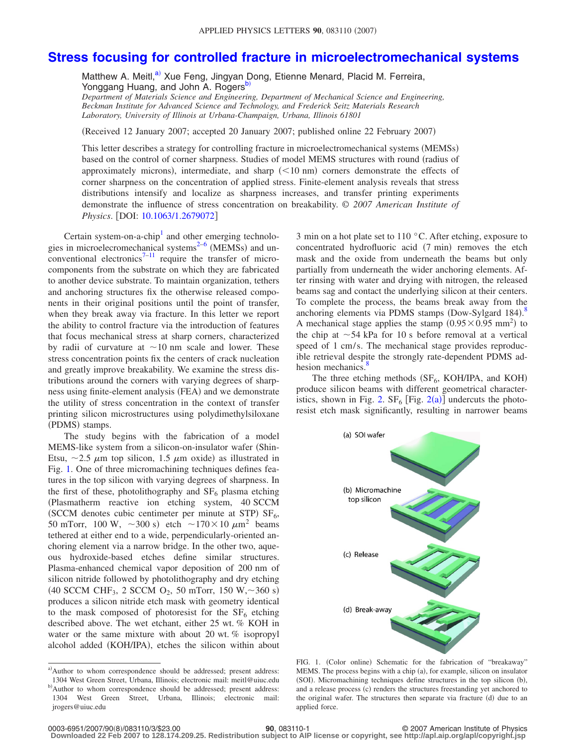# Stress focusing for controlled fracture in microelectromechanical systems

Matthew A. Meitl,[a] Xue Feng, Jingyan Dong, Etienne Menard, Placid M. Ferreira, Yonggang Huang, and John A. Rogers[b]

*Department of Materials Science and Engineering, Department of Mechanical Science and Engineering, Beckman Institute for Advanced Science and Technology, and Frederick Seitz Materials Research Laboratory, University of Illinois at Urbana-Champaign, Urbana, Illinois 61801*

(Received 12 January 2007; accepted 20 January 2007; published online 22 February 2007)

This letter describes a strategy for controlling fracture in microelectromechanical systems (MEMSs) based on the control of corner sharpness. Studies of model MEMS structures with round (radius of approximately microns), intermediate, and sharp (<10 nm) corners demonstrate the effects of corner sharpness on the concentration of applied stress. Finite-element analysis reveals that stress distributions intensify and localize as sharpness increases, and transfer printing experiments demonstrate the influence of stress concentration on breakability. © *2007 American Institute of Physics*. [DOI: 10.1063/1.2679072]

Certain system-on-a-chip[1] and other emerging technologies in microelecromechanical systems[2–6] (MEMSs) and unconventional electronics[7–11] require the transfer of microcomponents from the substrate on which they are fabricated to another device substrate. To maintain organization, tethers and anchoring structures fix the otherwise released components in their original positions until the point of transfer, when they break away via fracture. In this letter we report the ability to control fracture via the introduction of features that focus mechanical stress at sharp corners, characterized by radii of curvature at ~10 nm scale and lower. These stress concentration points fix the centers of crack nucleation and greatly improve breakability. We examine the stress distributions around the corners with varying degrees of sharpness using finite-element analysis (FEA) and we demonstrate the utility of stress concentration in the context of transfer printing silicon microstructures using polydimethylsiloxane (PDMS) stamps.

The study begins with the fabrication of a model MEMS-like system from a silicon-on-insulator wafer (Shin-Etsu, ~2.5 $\mu$m top silicon, 1.5 $\mu$m oxide) as illustrated in Fig. 1. One of three micromachining techniques defines features in the top silicon with varying degrees of sharpness. In the first of these, photolithography and $SF_6$ plasma etching (Plasmatherm reactive ion etching system, 40 SCCM (SCCM denotes cubic centimeter per minute at STP) $SF_6$, 50 mTorr, 100 W, ~300 s) etch ~$170 \times 10$ $\mu m^2$ beams tethered at either end to a wide, perpendicularly-oriented anchoring element via a narrow bridge. In the other two, aqueous hydroxide-based etches define similar structures. Plasma-enhanced chemical vapor deposition of 200 nm of silicon nitride followed by photolithography and dry etching (40 SCCM $CHF_3$, 2 SCCM $O_2$, 50 mTorr, 150 W,~360 s) produces a silicon nitride etch mask with geometry identical to the mask composed of photoresist for the $SF_6$ etching described above. The wet etchant, either 25 wt. % KOH in water or the same mixture with about 20 wt. % isopropyl alcohol added (KOH/IPA), etches the silicon within about 3 min on a hot plate set to 110 °C. After etching, exposure to concentrated hydrofluoric acid (7 min) removes the etch mask and the oxide from underneath the beams but only partially from underneath the wider anchoring elements. After rinsing with water and drying with nitrogen, the released beams sag and contact the underlying silicon at their centers. To complete the process, the beams break away from the anchoring elements via PDMS stamps (Dow-Sylgard 184).[8] A mechanical stage applies the stamp ($0.95 \times 0.95$ $mm^2$) to the chip at ~54 kPa for 10 s before removal at a vertical speed of 1 cm/s. The mechanical stage provides reproducible retrieval despite the strongly rate-dependent PDMS adhesion mechanics.[8]

The three etching methods ($SF_6$, KOH/IPA, and KOH) produce silicon beams with different geometrical characteristics, shown in Fig. 2. $SF_6$ [Fig. 2(a)] undercuts the photoresist etch mask significantly, resulting in narrower beams

(a) SOI wafer

(b) Micromachine top silicon

(c) Release

(d) Break-away

FIG. 1. (Color online) Schematic for the fabrication of "breakaway" MEMS. The process begins with a chip (a), for example, silicon on insulator (SOI). Micromachining techniques define structures in the top silicon (b), and a release process (c) renders the structures freestanding yet anchored to the original wafer. The structures then separate via fracture (d) due to an applied force.

[a] Author to whom correspondence should be addressed; present address: 1304 West Green Street, Urbana, Illinois; electronic mail: meitl@uiuc.edu

[b] Author to whom correspondence should be addressed; present address: 1304 West Green Street, Urbana, Illinois; electronic mail: jrogers@uiuc.edu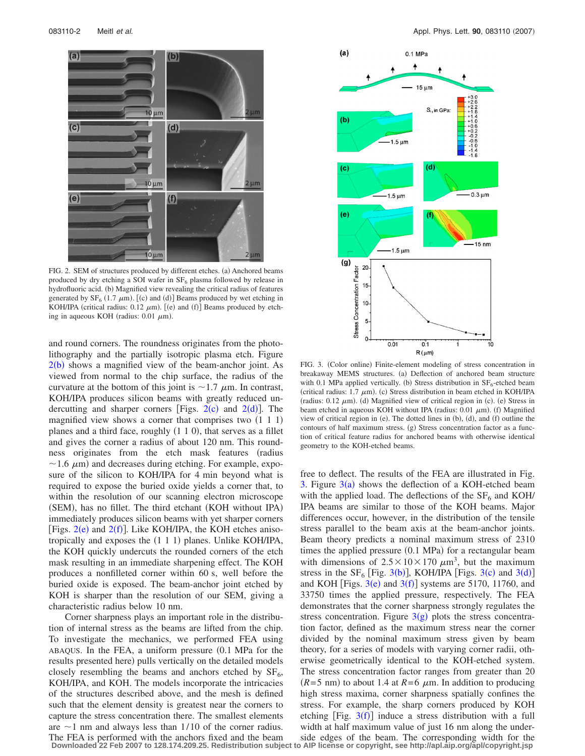FIG. 2. SEM of structures produced by different etches. (a) Anchored beams produced by dry etching a SOI wafer in $SF_6$ plasma followed by release in hydrofluoric acid. (b) Magnified view revealing the critical radius of features generated by $SF_6$ (1.7 $\mu$m). [(c) and (d)] Beams produced by wet etching in KOH/IPA (critical radius: 0.12 $\mu$m). [(e) and (f)] Beams produced by etching in aqueous KOH (radius: 0.01 $\mu$m).

and round corners. The roundness originates from the photolithography and the partially isotropic plasma etch. Figure 2(b) shows a magnified view of the beam-anchor joint. As viewed from normal to the chip surface, the radius of the curvature at the bottom of this joint is $\sim$1.7 $\mu$m. In contrast, KOH/IPA produces silicon beams with greatly reduced undercutting and sharper corners [Figs. 2(c) and 2(d)]. The magnified view shows a corner that comprises two (1 1 1) planes and a third face, roughly (1 1 0), that serves as a fillet and gives the corner a radius of about 120 nm. This roundness originates from the etch mask features (radius $\sim$1.6 $\mu$m) and decreases during etching. For example, exposure of the silicon to KOH/IPA for 4 min beyond what is required to expose the buried oxide yields a corner that, to within the resolution of our scanning electron microscope (SEM), has no fillet. The third etchant (KOH without IPA) immediately produces silicon beams with yet sharper corners [Figs. 2(e) and 2(f)]. Like KOH/IPA, the KOH etches anisotropically and exposes the (1 1 1) planes. Unlike KOH/IPA, the KOH quickly undercuts the rounded corners of the etch mask resulting in an immediate sharpening effect. The KOH produces a nonfilleted corner within 60 s, well before the buried oxide is exposed. The beam-anchor joint etched by KOH is sharper than the resolution of our SEM, giving a characteristic radius below 10 nm.

Corner sharpness plays an important role in the distribution of internal stress as the beams are lifted from the chip. To investigate the mechanics, we performed FEA using ABAQUS. In the FEA, a uniform pressure (0.1 MPa for the results presented here) pulls vertically on the detailed models closely resembling the beams and anchors etched by $SF_6$, KOH/IPA, and KOH. The models incorporate the intricacies of the structures described above, and the mesh is defined such that the element density is greatest near the corners to capture the stress concentration there. The smallest elements are $\sim$1 nm and always less than 1/10 of the corner radius. The FEA is performed with the anchors fixed and the beam free to deflect. The results of the FEA are illustrated in Fig. 3. Figure 3(a) shows the deflection of a KOH-etched beam with the applied load. The deflections of the $SF_6$ and KOH/IPA beams are similar to those of the KOH beams. Major differences occur, however, in the distribution of the tensile stress parallel to the beam axis at the beam-anchor joints. Beam theory predicts a nominal maximum stress of 2310 times the applied pressure (0.1 MPa) for a rectangular beam with dimensions of $2.5\times10\times170$ $\mu$m$^3$, but the maximum stress in the $SF_6$ [Fig. 3(b)], KOH/IPA [Figs. 3(c) and 3(d)] and KOH [Figs. 3(e) and 3(f)] systems are 5170, 11760, and 33750 times the applied pressure, respectively. The FEA demonstrates that the corner sharpness strongly regulates the stress concentration. Figure 3(g) plots the stress concentration factor, defined as the maximum stress near the corner divided by the nominal maximum stress given by beam theory, for a series of models with varying corner radii, otherwise geometrically identical to the KOH-etched system. The stress concentration factor ranges from greater than 20 ($R$=5 nm) to about 1.4 at $R$=6 $\mu$m. In addition to producing high stress maxima, corner sharpness spatially confines the stress. For example, the sharp corners produced by KOH etching [Fig. 3(f)] induce a stress distribution with a full width at half maximum value of just 16 nm along the underside edges of the beam. The corresponding width for the

FIG. 3. (Color online) Finite-element modeling of stress concentration in breakaway MEMS structures. (a) Deflection of anchored beam structure with 0.1 MPa applied vertically. (b) Stress distribution in $SF_6$-etched beam (critical radius: 1.7 $\mu$m). (c) Stress distribution in beam etched in KOH/IPA (radius: 0.12 $\mu$m). (d) Magnified view of critical region in (c). (e) Stress in beam etched in aqueous KOH without IPA (radius: 0.01 $\mu$m). (f) Magnified view of critical region in (e). The dotted lines in (b), (d), and (f) outline the contours of half maximum stress. (g) Stress concentration factor as a function of critical feature radius for anchored beams with otherwise identical geometry to the KOH-etched beams.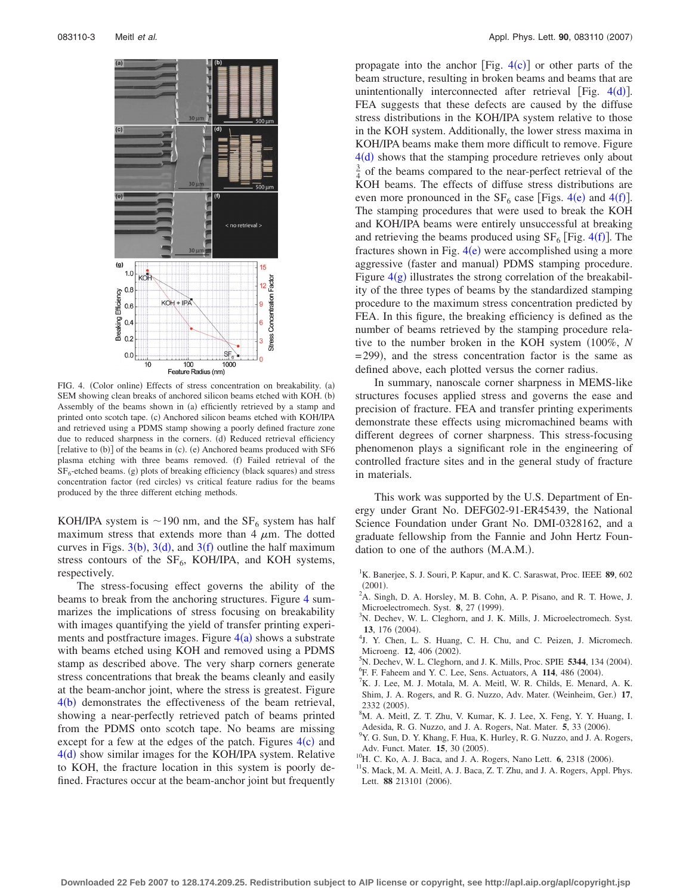(a)

30 μm

(b)

500 μm

(c)

30 μm

(d)

500 μm

(e)

30 μm

(f)

< no retrieval >

(g)

Breaking Efficiency

1.0
0.8
0.6
0.4
0.2
0.0

KOH

KOH + IPA

SF6

10
100
1000

Feature Radius (nm)

Stress Concentration Factor

15
12
9
6
3
0

FIG. 4. (Color online) Effects of stress concentration on breakability. (a) SEM showing clean breaks of anchored silicon beams etched with KOH. (b) Assembly of the beams shown in (a) efficiently retrieved by a stamp and printed onto scotch tape. (c) Anchored silicon beams etched with KOH/IPA and retrieved using a PDMS stamp showing a poorly defined fracture zone due to reduced sharpness in the corners. (d) Reduced retrieval efficiency [relative to (b)] of the beams in (c). (e) Anchored beams produced with SF6 plasma etching with three beams removed. (f) Failed retrieval of the $SF_6$-etched beams. (g) plots of breaking efficiency (black squares) and stress concentration factor (red circles) vs critical feature radius for the beams produced by the three different etching methods.

KOH/IPA system is ~190 nm, and the $SF_6$ system has half maximum stress that extends more than 4 $\mu$m. The dotted curves in Figs. 3(b), 3(d), and 3(f) outline the half maximum stress contours of the $SF_6$, KOH/IPA, and KOH systems, respectively.

The stress-focusing effect governs the ability of the beams to break from the anchoring structures. Figure 4 summarizes the implications of stress focusing on breakability with images quantifying the yield of transfer printing experiments and postfracture images. Figure 4(a) shows a substrate with beams etched using KOH and removed using a PDMS stamp as described above. The very sharp corners generate stress concentrations that break the beams cleanly and easily at the beam-anchor joint, where the stress is greatest. Figure 4(b) demonstrates the effectiveness of the beam retrieval, showing a near-perfectly retrieved patch of beams printed from the PDMS onto scotch tape. No beams are missing except for a few at the edges of the patch. Figures 4(c) and 4(d) show similar images for the KOH/IPA system. Relative to KOH, the fracture location in this system is poorly defined. Fractures occur at the beam-anchor joint but frequently propagate into the anchor [Fig. 4(c)] or other parts of the beam structure, resulting in broken beams and beams that are unintentionally interconnected after retrieval [Fig. 4(d)]. FEA suggests that these defects are caused by the diffuse stress distributions in the KOH/IPA system relative to those in the KOH system. Additionally, the lower stress maxima in KOH/IPA beams make them more difficult to remove. Figure 4(d) shows that the stamping procedure retrieves only about $\frac{3}{4}$ of the beams compared to the near-perfect retrieval of the KOH beams. The effects of diffuse stress distributions are even more pronounced in the $SF_6$ case [Figs. 4(e) and 4(f)]. The stamping procedures that were used to break the KOH and KOH/IPA beams were entirely unsuccessful at breaking and retrieving the beams produced using $SF_6$ [Fig. 4(f)]. The fractures shown in Fig. 4(e) were accomplished using a more aggressive (faster and manual) PDMS stamping procedure. Figure 4(g) illustrates the strong correlation of the breakability of the three types of beams by the standardized stamping procedure to the maximum stress concentration predicted by FEA. In this figure, the breaking efficiency is defined as the number of beams retrieved by the stamping procedure relative to the number broken in the KOH system (100%, $N$ = 299), and the stress concentration factor is the same as defined above, each plotted versus the corner radius.

In summary, nanoscale corner sharpness in MEMS-like structures focuses applied stress and governs the ease and precision of fracture. FEA and transfer printing experiments demonstrate these effects using micromachined beams with different degrees of corner sharpness. This stress-focusing phenomenon plays a significant role in the engineering of controlled fracture sites and in the general study of fracture in materials.

This work was supported by the U.S. Department of Energy under Grant No. DEFG02-91-ER45439, the National Science Foundation under Grant No. DMI-0328162, and a graduate fellowship from the Fannie and John Hertz Foundation to one of the authors (M.A.M.).

[1] K. Banerjee, S. J. Souri, P. Kapur, and K. C. Saraswat, Proc. IEEE **89**, 602 (2001).

[2] A. Singh, D. A. Horsley, M. B. Cohn, A. P. Pisano, and R. T. Howe, J. Microelectromech. Syst. **8**, 27 (1999).

[3] N. Dechev, W. L. Cleghorn, and J. K. Mills, J. Microelectromech. Syst. **13**, 176 (2004).

[4] J. Y. Chen, L. S. Huang, C. H. Chu, and C. Peizen, J. Micromech. Microeng. **12**, 406 (2002).

[5] N. Dechev, W. L. Cleghorn, and J. K. Mills, Proc. SPIE **5344**, 134 (2004).

[6] F. F. Faheem and Y. C. Lee, Sens. Actuators, A **114**, 486 (2004).

[7] K. J. Lee, M. J. Motala, M. A. Meitl, W. R. Childs, E. Menard, A. K. Shim, J. A. Rogers, and R. G. Nuzzo, Adv. Mater. (Weinheim, Ger.) **17**, 2332 (2005).

[8] M. A. Meitl, Z. T. Zhu, V. Kumar, K. J. Lee, X. Feng, Y. Y. Huang, I. Adesida, R. G. Nuzzo, and J. A. Rogers, Nat. Mater. **5**, 33 (2006).

[9] Y. G. Sun, D. Y. Khang, F. Hua, K. Hurley, R. G. Nuzzo, and J. A. Rogers, Adv. Funct. Mater. **15**, 30 (2005).

[10] H. C. Ko, A. J. Baca, and J. A. Rogers, Nano Lett. **6**, 2318 (2006).

[11] S. Mack, M. A. Meitl, A. J. Baca, Z. T. Zhu, and J. A. Rogers, Appl. Phys. Lett. **88** 213101 (2006).